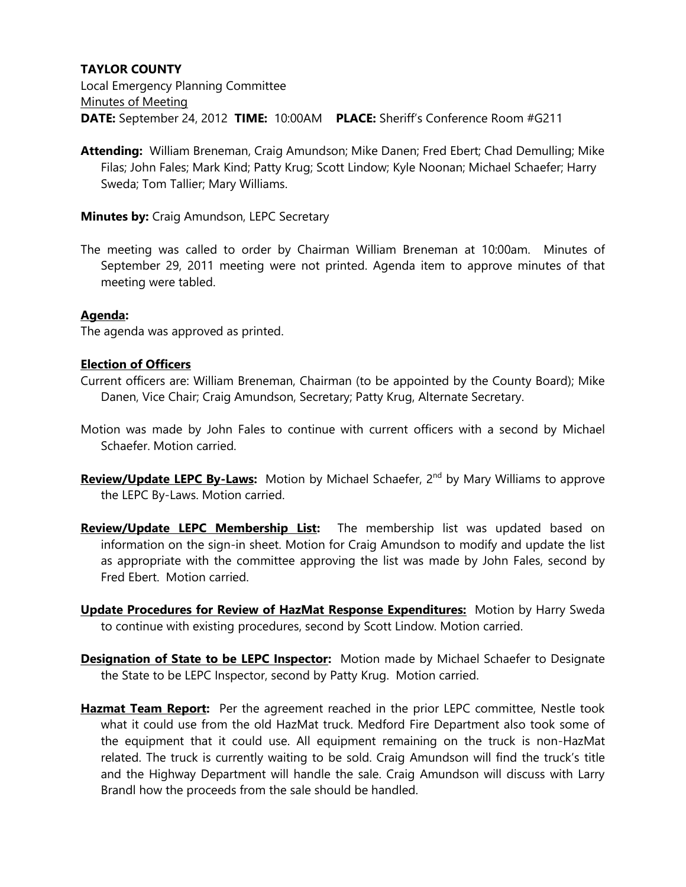**TAYLOR COUNTY**

Local Emergency Planning Committee

Minutes of Meeting

**DATE:** September 24, 2012 **TIME:** 10:00AM **PLACE:** Sheriff's Conference Room #G211

**Attending:** William Breneman, Craig Amundson; Mike Danen; Fred Ebert; Chad Demulling; Mike Filas; John Fales; Mark Kind; Patty Krug; Scott Lindow; Kyle Noonan; Michael Schaefer; Harry Sweda; Tom Tallier; Mary Williams.

**Minutes by:** Craig Amundson, LEPC Secretary

The meeting was called to order by Chairman William Breneman at 10:00am. Minutes of September 29, 2011 meeting were not printed. Agenda item to approve minutes of that meeting were tabled.

**Agenda:**

The agenda was approved as printed.

**Election of Officers**

Current officers are: William Breneman, Chairman (to be appointed by the County Board); Mike Danen, Vice Chair; Craig Amundson, Secretary; Patty Krug, Alternate Secretary.

Motion was made by John Fales to continue with current officers with a second by Michael Schaefer. Motion carried.

**Review/Update LEPC By-Laws:** Motion by Michael Schaefer, 2nd by Mary Williams to approve the LEPC By-Laws. Motion carried.

**Review/Update LEPC Membership List:** The membership list was updated based on information on the sign-in sheet. Motion for Craig Amundson to modify and update the list as appropriate with the committee approving the list was made by John Fales, second by Fred Ebert. Motion carried.

**Update Procedures for Review of HazMat Response Expenditures:** Motion by Harry Sweda to continue with existing procedures, second by Scott Lindow. Motion carried.

**Designation of State to be LEPC Inspector:** Motion made by Michael Schaefer to Designate the State to be LEPC Inspector, second by Patty Krug. Motion carried.

**Hazmat Team Report:** Per the agreement reached in the prior LEPC committee, Nestle took what it could use from the old HazMat truck. Medford Fire Department also took some of the equipment that it could use. All equipment remaining on the truck is non-HazMat related. The truck is currently waiting to be sold. Craig Amundson will find the truck's title and the Highway Department will handle the sale. Craig Amundson will discuss with Larry Brandl how the proceeds from the sale should be handled.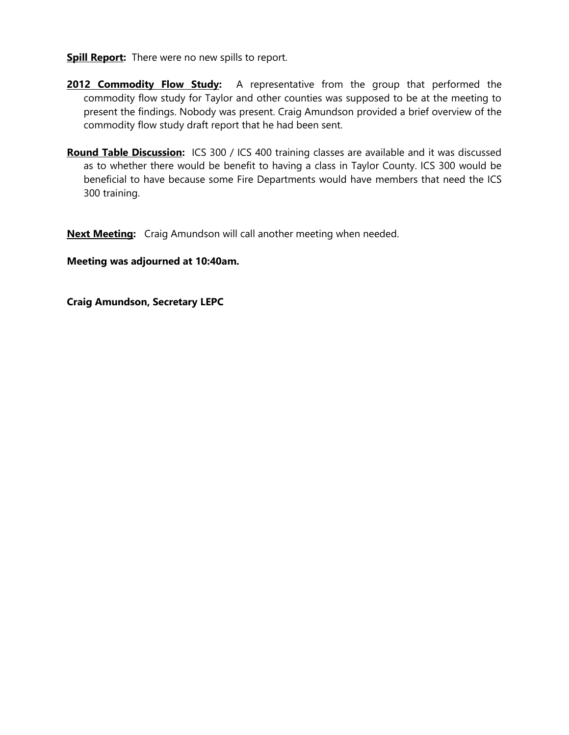**Spill Report:** There were no new spills to report.

**2012 Commodity Flow Study:** A representative from the group that performed the commodity flow study for Taylor and other counties was supposed to be at the meeting to present the findings. Nobody was present. Craig Amundson provided a brief overview of the commodity flow study draft report that he had been sent.

**Round Table Discussion:** ICS 300 / ICS 400 training classes are available and it was discussed as to whether there would be benefit to having a class in Taylor County. ICS 300 would be beneficial to have because some Fire Departments would have members that need the ICS 300 training.

**Next Meeting:** Craig Amundson will call another meeting when needed.

**Meeting was adjourned at 10:40am.**

**Craig Amundson, Secretary LEPC**